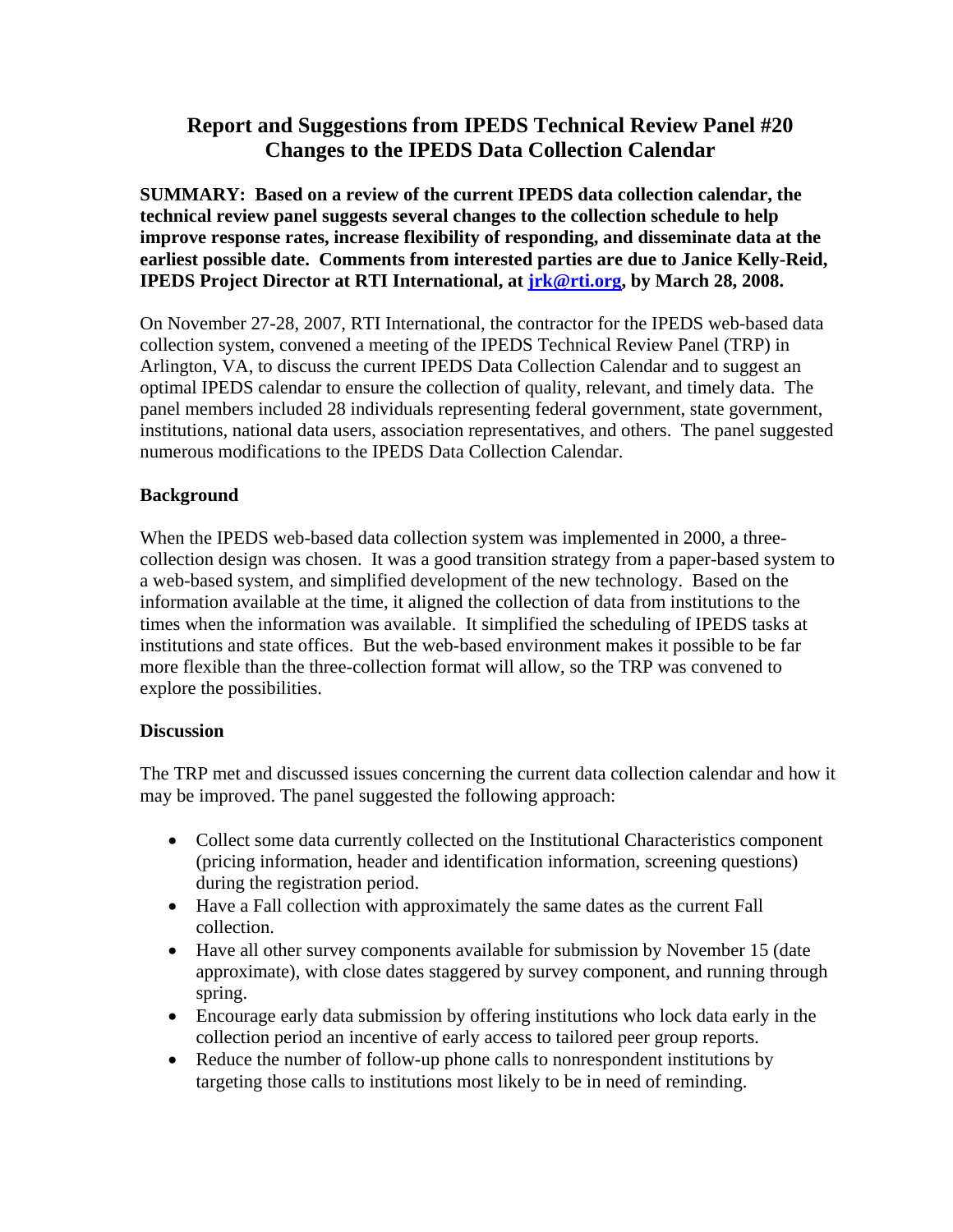# Report and Suggestions from IPEDS Technical Review Panel #20
# Changes to the IPEDS Data Collection Calendar

**SUMMARY: Based on a review of the current IPEDS data collection calendar, the technical review panel suggests several changes to the collection schedule to help improve response rates, increase flexibility of responding, and disseminate data at the earliest possible date. Comments from interested parties are due to Janice Kelly-Reid, IPEDS Project Director at RTI International, at jrk@rti.org, by March 28, 2008.**

On November 27-28, 2007, RTI International, the contractor for the IPEDS web-based data collection system, convened a meeting of the IPEDS Technical Review Panel (TRP) in Arlington, VA, to discuss the current IPEDS Data Collection Calendar and to suggest an optimal IPEDS calendar to ensure the collection of quality, relevant, and timely data. The panel members included 28 individuals representing federal government, state government, institutions, national data users, association representatives, and others. The panel suggested numerous modifications to the IPEDS Data Collection Calendar.

**Background**

When the IPEDS web-based data collection system was implemented in 2000, a three-collection design was chosen. It was a good transition strategy from a paper-based system to a web-based system, and simplified development of the new technology. Based on the information available at the time, it aligned the collection of data from institutions to the times when the information was available. It simplified the scheduling of IPEDS tasks at institutions and state offices. But the web-based environment makes it possible to be far more flexible than the three-collection format will allow, so the TRP was convened to explore the possibilities.

**Discussion**

The TRP met and discussed issues concerning the current data collection calendar and how it may be improved. The panel suggested the following approach:

- Collect some data currently collected on the Institutional Characteristics component (pricing information, header and identification information, screening questions) during the registration period.
- Have a Fall collection with approximately the same dates as the current Fall collection.
- Have all other survey components available for submission by November 15 (date approximate), with close dates staggered by survey component, and running through spring.
- Encourage early data submission by offering institutions who lock data early in the collection period an incentive of early access to tailored peer group reports.
- Reduce the number of follow-up phone calls to nonrespondent institutions by targeting those calls to institutions most likely to be in need of reminding.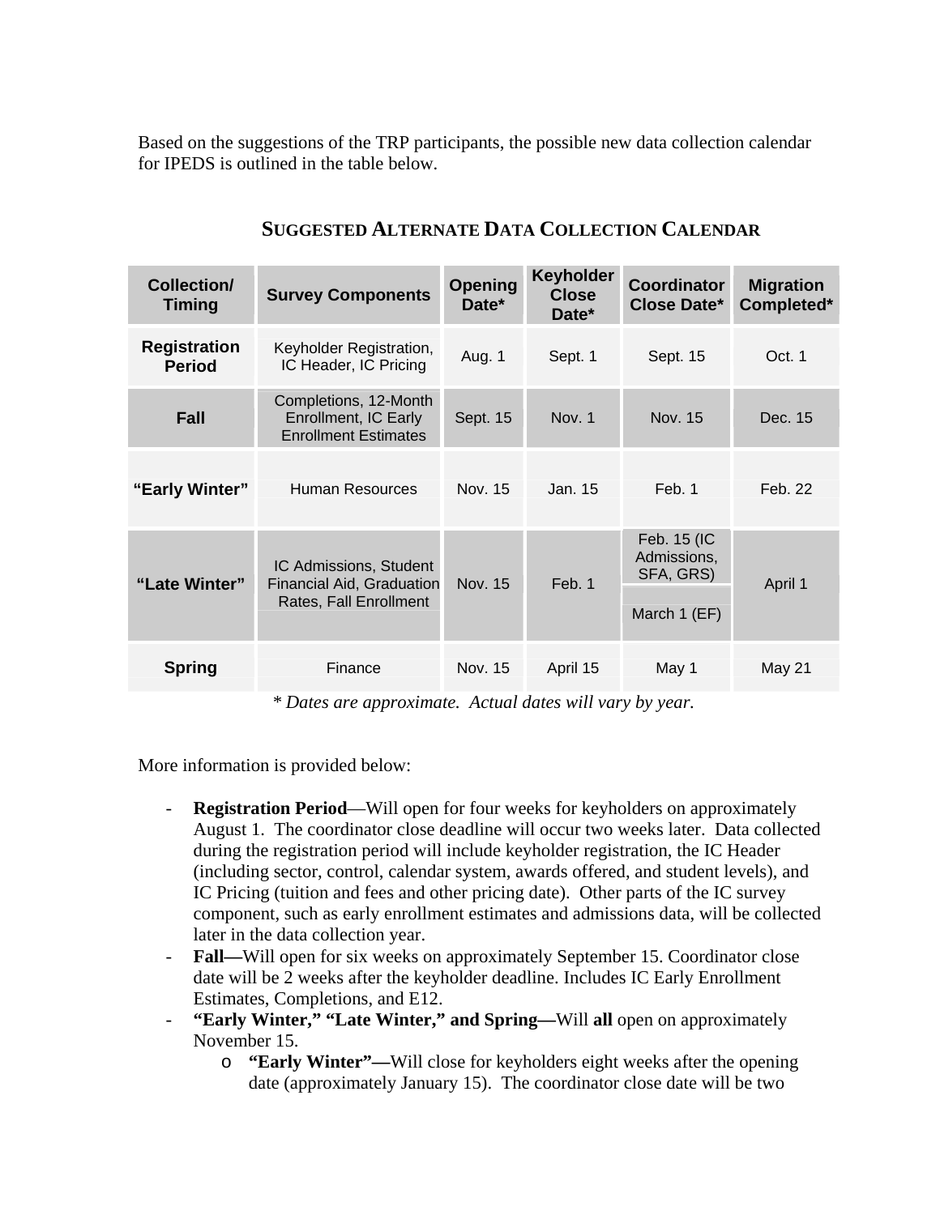Based on the suggestions of the TRP participants, the possible new data collection calendar for IPEDS is outlined in the table below.

### SUGGESTED ALTERNATE DATA COLLECTION CALENDAR

| Collection/ Timing | Survey Components | Opening Date* | Keyholder Close Date* | Coordinator Close Date* | Migration Completed* |
|---|---|---|---|---|---|
| **Registration Period** | Keyholder Registration, IC Header, IC Pricing | Aug. 1 | Sept. 1 | Sept. 15 | Oct. 1 |
| **Fall** | Completions, 12-Month Enrollment, IC Early Enrollment Estimates | Sept. 15 | Nov. 1 | Nov. 15 | Dec. 15 |
| **"Early Winter"** | Human Resources | Nov. 15 | Jan. 15 | Feb. 1 | Feb. 22 |
| **"Late Winter"** | IC Admissions, Student Financial Aid, Graduation Rates, Fall Enrollment | Nov. 15 | Feb. 1 | Feb. 15 (IC Admissions, SFA, GRS)<br>March 1 (EF) | April 1 |
| **Spring** | Finance | Nov. 15 | April 15 | May 1 | May 21 |

*\* Dates are approximate. Actual dates will vary by year.*

More information is provided below:

- **Registration Period**—Will open for four weeks for keyholders on approximately August 1. The coordinator close deadline will occur two weeks later. Data collected during the registration period will include keyholder registration, the IC Header (including sector, control, calendar system, awards offered, and student levels), and IC Pricing (tuition and fees and other pricing date). Other parts of the IC survey component, such as early enrollment estimates and admissions data, will be collected later in the data collection year.
- **Fall—**Will open for six weeks on approximately September 15. Coordinator close date will be 2 weeks after the keyholder deadline. Includes IC Early Enrollment Estimates, Completions, and E12.
- **"Early Winter," "Late Winter," and Spring—**Will **all** open on approximately November 15.
  - **"Early Winter"—**Will close for keyholders eight weeks after the opening date (approximately January 15). The coordinator close date will be two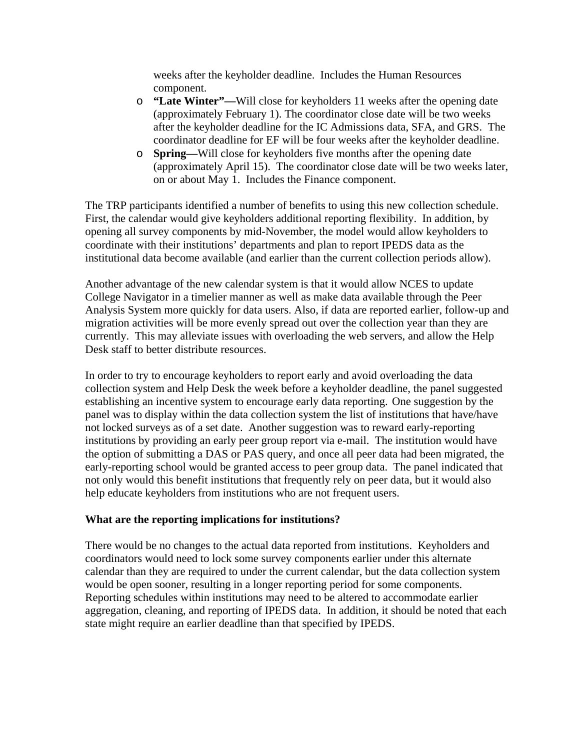weeks after the keyholder deadline.  Includes the Human Resources component.

- **"Late Winter"—**Will close for keyholders 11 weeks after the opening date (approximately February 1). The coordinator close date will be two weeks after the keyholder deadline for the IC Admissions data, SFA, and GRS.  The coordinator deadline for EF will be four weeks after the keyholder deadline.
- **Spring—**Will close for keyholders five months after the opening date (approximately April 15).  The coordinator close date will be two weeks later, on or about May 1.  Includes the Finance component.

The TRP participants identified a number of benefits to using this new collection schedule. First, the calendar would give keyholders additional reporting flexibility.  In addition, by opening all survey components by mid-November, the model would allow keyholders to coordinate with their institutions' departments and plan to report IPEDS data as the institutional data become available (and earlier than the current collection periods allow).

Another advantage of the new calendar system is that it would allow NCES to update College Navigator in a timelier manner as well as make data available through the Peer Analysis System more quickly for data users. Also, if data are reported earlier, follow-up and migration activities will be more evenly spread out over the collection year than they are currently.  This may alleviate issues with overloading the web servers, and allow the Help Desk staff to better distribute resources.

In order to try to encourage keyholders to report early and avoid overloading the data collection system and Help Desk the week before a keyholder deadline, the panel suggested establishing an incentive system to encourage early data reporting.  One suggestion by the panel was to display within the data collection system the list of institutions that have/have not locked surveys as of a set date.  Another suggestion was to reward early-reporting institutions by providing an early peer group report via e-mail.  The institution would have the option of submitting a DAS or PAS query, and once all peer data had been migrated, the early-reporting school would be granted access to peer group data.  The panel indicated that not only would this benefit institutions that frequently rely on peer data, but it would also help educate keyholders from institutions who are not frequent users.

**What are the reporting implications for institutions?**

There would be no changes to the actual data reported from institutions.  Keyholders and coordinators would need to lock some survey components earlier under this alternate calendar than they are required to under the current calendar, but the data collection system would be open sooner, resulting in a longer reporting period for some components. Reporting schedules within institutions may need to be altered to accommodate earlier aggregation, cleaning, and reporting of IPEDS data.  In addition, it should be noted that each state might require an earlier deadline than that specified by IPEDS.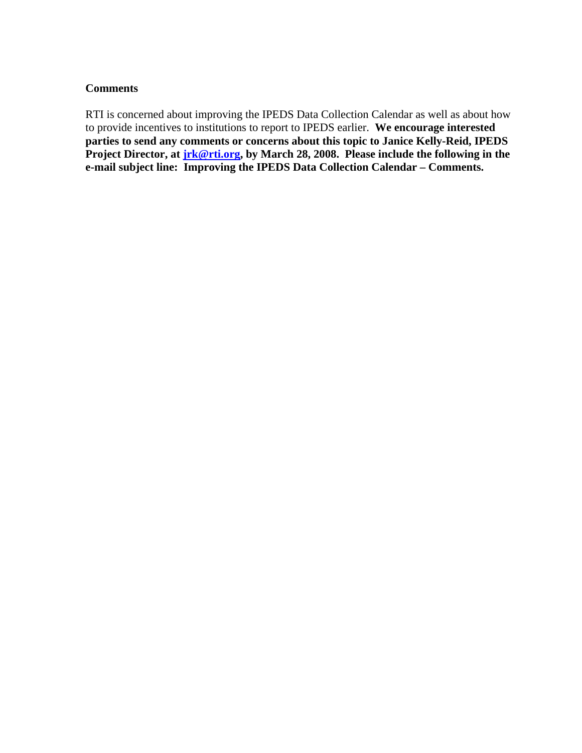**Comments**

RTI is concerned about improving the IPEDS Data Collection Calendar as well as about how to provide incentives to institutions to report to IPEDS earlier. **We encourage interested parties to send any comments or concerns about this topic to Janice Kelly-Reid, IPEDS Project Director, at [jrk@rti.org](mailto:jrk@rti.org), by March 28, 2008. Please include the following in the e-mail subject line: Improving the IPEDS Data Collection Calendar – Comments.**